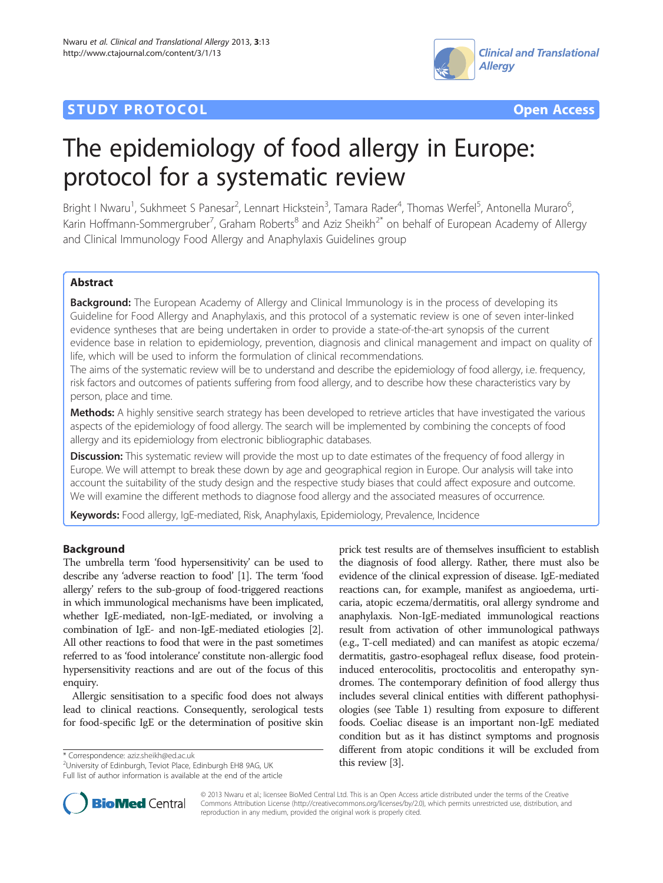STUDY PROTOCOL

Open Access

# The epidemiology of food allergy in Europe: protocol for a systematic review

Bright I Nwaru[1], Sukhmeet S Panesar[2], Lennart Hickstein[3], Tamara Rader[4], Thomas Werfel[5], Antonella Muraro[6], Karin Hoffmann-Sommergruber[7], Graham Roberts[8] and Aziz Sheikh[2*] on behalf of European Academy of Allergy and Clinical Immunology Food Allergy and Anaphylaxis Guidelines group

## Abstract

**Background:** The European Academy of Allergy and Clinical Immunology is in the process of developing its Guideline for Food Allergy and Anaphylaxis, and this protocol of a systematic review is one of seven inter-linked evidence syntheses that are being undertaken in order to provide a state-of-the-art synopsis of the current evidence base in relation to epidemiology, prevention, diagnosis and clinical management and impact on quality of life, which will be used to inform the formulation of clinical recommendations.

The aims of the systematic review will be to understand and describe the epidemiology of food allergy, i.e. frequency, risk factors and outcomes of patients suffering from food allergy, and to describe how these characteristics vary by person, place and time.

**Methods:** A highly sensitive search strategy has been developed to retrieve articles that have investigated the various aspects of the epidemiology of food allergy. The search will be implemented by combining the concepts of food allergy and its epidemiology from electronic bibliographic databases.

**Discussion:** This systematic review will provide the most up to date estimates of the frequency of food allergy in Europe. We will attempt to break these down by age and geographical region in Europe. Our analysis will take into account the suitability of the study design and the respective study biases that could affect exposure and outcome. We will examine the different methods to diagnose food allergy and the associated measures of occurrence.

**Keywords:** Food allergy, IgE-mediated, Risk, Anaphylaxis, Epidemiology, Prevalence, Incidence

## Background

The umbrella term 'food hypersensitivity' can be used to describe any 'adverse reaction to food' [1]. The term 'food allergy' refers to the sub-group of food-triggered reactions in which immunological mechanisms have been implicated, whether IgE-mediated, non-IgE-mediated, or involving a combination of IgE- and non-IgE-mediated etiologies [2]. All other reactions to food that were in the past sometimes referred to as 'food intolerance' constitute non-allergic food hypersensitivity reactions and are out of the focus of this enquiry.

Allergic sensitisation to a specific food does not always lead to clinical reactions. Consequently, serological tests for food-specific IgE or the determination of positive skin prick test results are of themselves insufficient to establish the diagnosis of food allergy. Rather, there must also be evidence of the clinical expression of disease. IgE-mediated reactions can, for example, manifest as angioedema, urticaria, atopic eczema/dermatitis, oral allergy syndrome and anaphylaxis. Non-IgE-mediated immunological reactions result from activation of other immunological pathways (e.g., T-cell mediated) and can manifest as atopic eczema/dermatitis, gastro-esophageal reflux disease, food protein-induced enterocolitis, proctocolitis and enteropathy syndromes. The contemporary definition of food allergy thus includes several clinical entities with different pathophysiologies (see Table 1) resulting from exposure to different foods. Coeliac disease is an important non-IgE mediated condition but as it has distinct symptoms and prognosis different from atopic conditions it will be excluded from this review [3].

\* Correspondence: aziz.sheikh@ed.ac.uk
[2]University of Edinburgh, Teviot Place, Edinburgh EH8 9AG, UK
Full list of author information is available at the end of the article

© 2013 Nwaru et al.; licensee BioMed Central Ltd. This is an Open Access article distributed under the terms of the Creative Commons Attribution License (http://creativecommons.org/licenses/by/2.0), which permits unrestricted use, distribution, and reproduction in any medium, provided the original work is properly cited.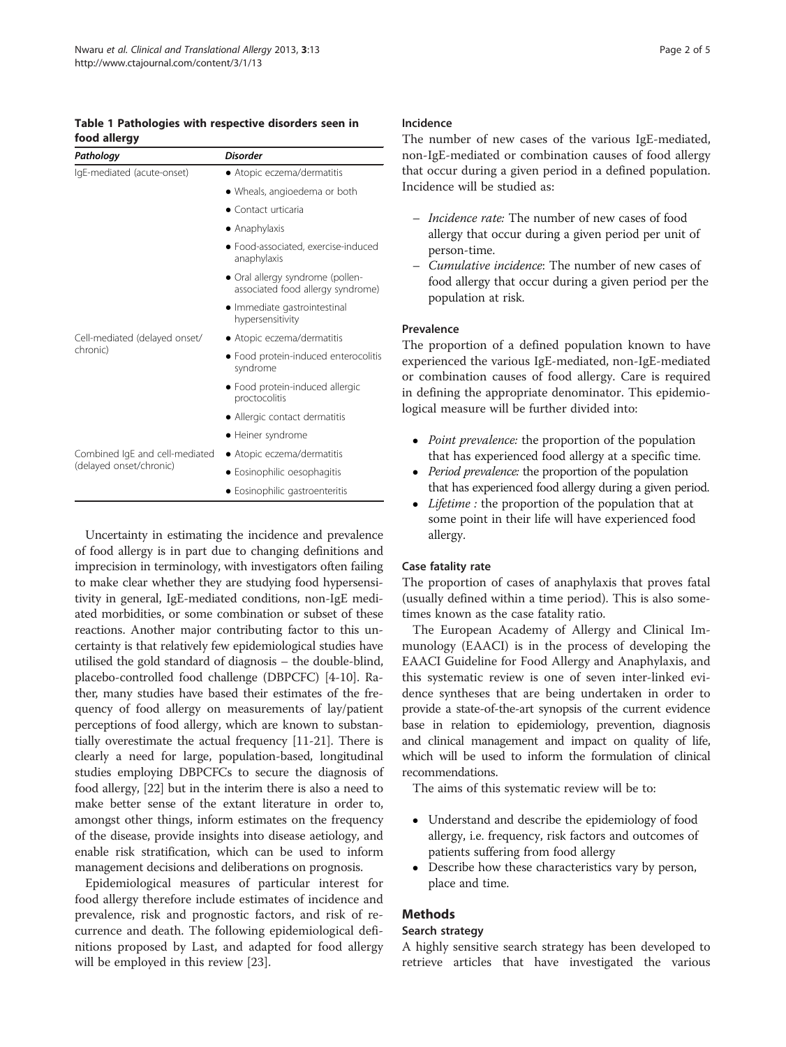**Table 1 Pathologies with respective disorders seen in food allergy**

| Pathology | Disorder |
|---|---|
| IgE-mediated (acute-onset) | • Atopic eczema/dermatitis |
| | • Wheals, angioedema or both |
| | • Contact urticaria |
| | • Anaphylaxis |
| | • Food-associated, exercise-induced anaphylaxis |
| | • Oral allergy syndrome (pollen-associated food allergy syndrome) |
| | • Immediate gastrointestinal hypersensitivity |
| Cell-mediated (delayed onset/chronic) | • Atopic eczema/dermatitis |
| | • Food protein-induced enterocolitis syndrome |
| | • Food protein-induced allergic proctocolitis |
| | • Allergic contact dermatitis |
| | • Heiner syndrome |
| Combined IgE and cell-mediated (delayed onset/chronic) | • Atopic eczema/dermatitis |
| | • Eosinophilic oesophagitis |
| | • Eosinophilic gastroenteritis |

Uncertainty in estimating the incidence and prevalence of food allergy is in part due to changing definitions and imprecision in terminology, with investigators often failing to make clear whether they are studying food hypersensitivity in general, IgE-mediated conditions, non-IgE mediated morbidities, or some combination or subset of these reactions. Another major contributing factor to this uncertainty is that relatively few epidemiological studies have utilised the gold standard of diagnosis – the double-blind, placebo-controlled food challenge (DBPCFC) [4-10]. Rather, many studies have based their estimates of the frequency of food allergy on measurements of lay/patient perceptions of food allergy, which are known to substantially overestimate the actual frequency [11-21]. There is clearly a need for large, population-based, longitudinal studies employing DBPCFCs to secure the diagnosis of food allergy, [22] but in the interim there is also a need to make better sense of the extant literature in order to, amongst other things, inform estimates on the frequency of the disease, provide insights into disease aetiology, and enable risk stratification, which can be used to inform management decisions and deliberations on prognosis.

Epidemiological measures of particular interest for food allergy therefore include estimates of incidence and prevalence, risk and prognostic factors, and risk of recurrence and death. The following epidemiological definitions proposed by Last, and adapted for food allergy will be employed in this review [23].

### Incidence

The number of new cases of the various IgE-mediated, non-IgE-mediated or combination causes of food allergy that occur during a given period in a defined population. Incidence will be studied as:

- *Incidence rate:* The number of new cases of food allergy that occur during a given period per unit of person-time.
- *Cumulative incidence*: The number of new cases of food allergy that occur during a given period per the population at risk.

### Prevalence

The proportion of a defined population known to have experienced the various IgE-mediated, non-IgE-mediated or combination causes of food allergy. Care is required in defining the appropriate denominator. This epidemiological measure will be further divided into:

- *Point prevalence:* the proportion of the population that has experienced food allergy at a specific time.
- *Period prevalence:* the proportion of the population that has experienced food allergy during a given period.
- *Lifetime :* the proportion of the population that at some point in their life will have experienced food allergy.

### Case fatality rate

The proportion of cases of anaphylaxis that proves fatal (usually defined within a time period). This is also sometimes known as the case fatality ratio.

The European Academy of Allergy and Clinical Immunology (EAACI) is in the process of developing the EAACI Guideline for Food Allergy and Anaphylaxis, and this systematic review is one of seven inter-linked evidence syntheses that are being undertaken in order to provide a state-of-the-art synopsis of the current evidence base in relation to epidemiology, prevention, diagnosis and clinical management and impact on quality of life, which will be used to inform the formulation of clinical recommendations.

The aims of this systematic review will be to:

- Understand and describe the epidemiology of food allergy, i.e. frequency, risk factors and outcomes of patients suffering from food allergy
- Describe how these characteristics vary by person, place and time.

## Methods

### Search strategy

A highly sensitive search strategy has been developed to retrieve articles that have investigated the various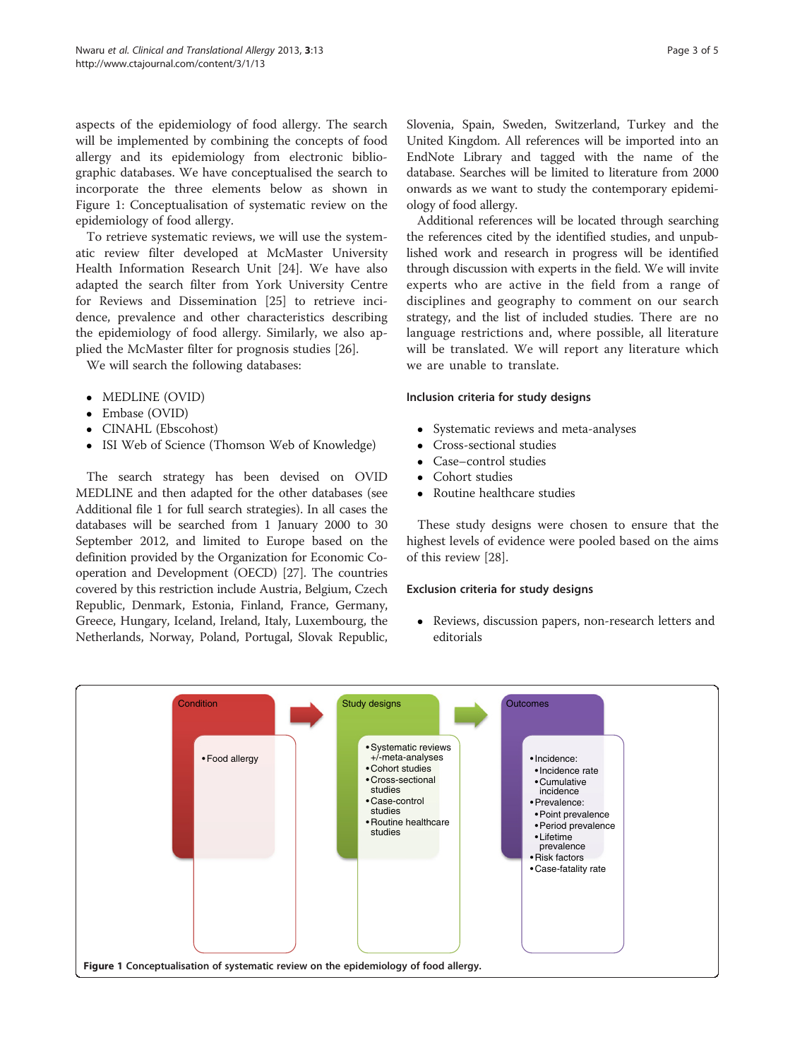aspects of the epidemiology of food allergy. The search will be implemented by combining the concepts of food allergy and its epidemiology from electronic bibliographic databases. We have conceptualised the search to incorporate the three elements below as shown in Figure 1: Conceptualisation of systematic review on the epidemiology of food allergy.

To retrieve systematic reviews, we will use the systematic review filter developed at McMaster University Health Information Research Unit [24]. We have also adapted the search filter from York University Centre for Reviews and Dissemination [25] to retrieve incidence, prevalence and other characteristics describing the epidemiology of food allergy. Similarly, we also applied the McMaster filter for prognosis studies [26].

We will search the following databases:

- MEDLINE (OVID)
- Embase (OVID)
- CINAHL (Ebscohost)
- ISI Web of Science (Thomson Web of Knowledge)

The search strategy has been devised on OVID MEDLINE and then adapted for the other databases (see Additional file 1 for full search strategies). In all cases the databases will be searched from 1 January 2000 to 30 September 2012, and limited to Europe based on the definition provided by the Organization for Economic Co-operation and Development (OECD) [27]. The countries covered by this restriction include Austria, Belgium, Czech Republic, Denmark, Estonia, Finland, France, Germany, Greece, Hungary, Iceland, Ireland, Italy, Luxembourg, the Netherlands, Norway, Poland, Portugal, Slovak Republic, Slovenia, Spain, Sweden, Switzerland, Turkey and the United Kingdom. All references will be imported into an EndNote Library and tagged with the name of the database. Searches will be limited to literature from 2000 onwards as we want to study the contemporary epidemiology of food allergy.

Additional references will be located through searching the references cited by the identified studies, and unpublished work and research in progress will be identified through discussion with experts in the field. We will invite experts who are active in the field from a range of disciplines and geography to comment on our search strategy, and the list of included studies. There are no language restrictions and, where possible, all literature will be translated. We will report any literature which we are unable to translate.

### Inclusion criteria for study designs

- Systematic reviews and meta-analyses
- Cross-sectional studies
- Case–control studies
- Cohort studies
- Routine healthcare studies

These study designs were chosen to ensure that the highest levels of evidence were pooled based on the aims of this review [28].

### Exclusion criteria for study designs

- Reviews, discussion papers, non-research letters and editorials

Condition
- Food allergy

Study designs
- Systematic reviews +/-meta-analyses
- Cohort studies
- Cross-sectional studies
- Case-control studies
- Routine healthcare studies

Outcomes
- Incidence:
  - Incidence rate
  - Cumulative incidence
- Prevalence:
  - Point prevalence
  - Period prevalence
  - Lifetime prevalence
- Risk factors
- Case-fatality rate

**Figure 1** Conceptualisation of systematic review on the epidemiology of food allergy.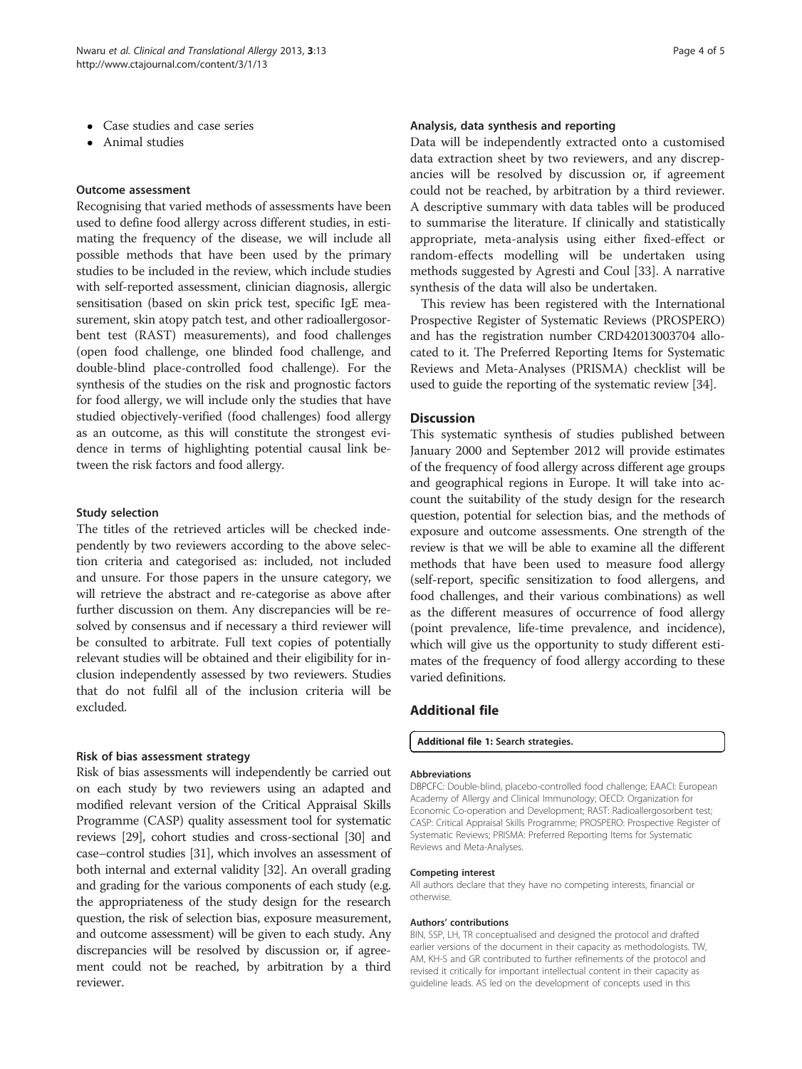- Case studies and case series
- Animal studies

### Outcome assessment

Recognising that varied methods of assessments have been used to define food allergy across different studies, in estimating the frequency of the disease, we will include all possible methods that have been used by the primary studies to be included in the review, which include studies with self-reported assessment, clinician diagnosis, allergic sensitisation (based on skin prick test, specific IgE measurement, skin atopy patch test, and other radioallergosorbent test (RAST) measurements), and food challenges (open food challenge, one blinded food challenge, and double-blind place-controlled food challenge). For the synthesis of the studies on the risk and prognostic factors for food allergy, we will include only the studies that have studied objectively-verified (food challenges) food allergy as an outcome, as this will constitute the strongest evidence in terms of highlighting potential causal link between the risk factors and food allergy.

### Study selection

The titles of the retrieved articles will be checked independently by two reviewers according to the above selection criteria and categorised as: included, not included and unsure. For those papers in the unsure category, we will retrieve the abstract and re-categorise as above after further discussion on them. Any discrepancies will be resolved by consensus and if necessary a third reviewer will be consulted to arbitrate. Full text copies of potentially relevant studies will be obtained and their eligibility for inclusion independently assessed by two reviewers. Studies that do not fulfil all of the inclusion criteria will be excluded.

### Risk of bias assessment strategy

Risk of bias assessments will independently be carried out on each study by two reviewers using an adapted and modified relevant version of the Critical Appraisal Skills Programme (CASP) quality assessment tool for systematic reviews [29], cohort studies and cross-sectional [30] and case–control studies [31], which involves an assessment of both internal and external validity [32]. An overall grading and grading for the various components of each study (e.g. the appropriateness of the study design for the research question, the risk of selection bias, exposure measurement, and outcome assessment) will be given to each study. Any discrepancies will be resolved by discussion or, if agreement could not be reached, by arbitration by a third reviewer.

### Analysis, data synthesis and reporting

Data will be independently extracted onto a customised data extraction sheet by two reviewers, and any discrepancies will be resolved by discussion or, if agreement could not be reached, by arbitration by a third reviewer. A descriptive summary with data tables will be produced to summarise the literature. If clinically and statistically appropriate, meta-analysis using either fixed-effect or random-effects modelling will be undertaken using methods suggested by Agresti and Coul [33]. A narrative synthesis of the data will also be undertaken.

This review has been registered with the International Prospective Register of Systematic Reviews (PROSPERO) and has the registration number CRD42013003704 allocated to it. The Preferred Reporting Items for Systematic Reviews and Meta-Analyses (PRISMA) checklist will be used to guide the reporting of the systematic review [34].

## Discussion

This systematic synthesis of studies published between January 2000 and September 2012 will provide estimates of the frequency of food allergy across different age groups and geographical regions in Europe. It will take into account the suitability of the study design for the research question, potential for selection bias, and the methods of exposure and outcome assessments. One strength of the review is that we will be able to examine all the different methods that have been used to measure food allergy (self-report, specific sensitization to food allergens, and food challenges, and their various combinations) as well as the different measures of occurrence of food allergy (point prevalence, life-time prevalence, and incidence), which will give us the opportunity to study different estimates of the frequency of food allergy according to these varied definitions.

## Additional file

**Additional file 1: Search strategies.**

### Abbreviations

DBPCFC: Double-blind, placebo-controlled food challenge; EAACI: European Academy of Allergy and Clinical Immunology; OECD: Organization for Economic Co-operation and Development; RAST: Radioallergosorbent test; CASP: Critical Appraisal Skills Programme; PROSPERO: Prospective Register of Systematic Reviews; PRISMA: Preferred Reporting Items for Systematic Reviews and Meta-Analyses.

### Competing interest

All authors declare that they have no competing interests, financial or otherwise.

### Authors' contributions

BIN, SSP, LH, TR conceptualised and designed the protocol and drafted earlier versions of the document in their capacity as methodologists. TW, AM, KH-S and GR contributed to further refinements of the protocol and revised it critically for important intellectual content in their capacity as guideline leads. AS led on the development of concepts used in this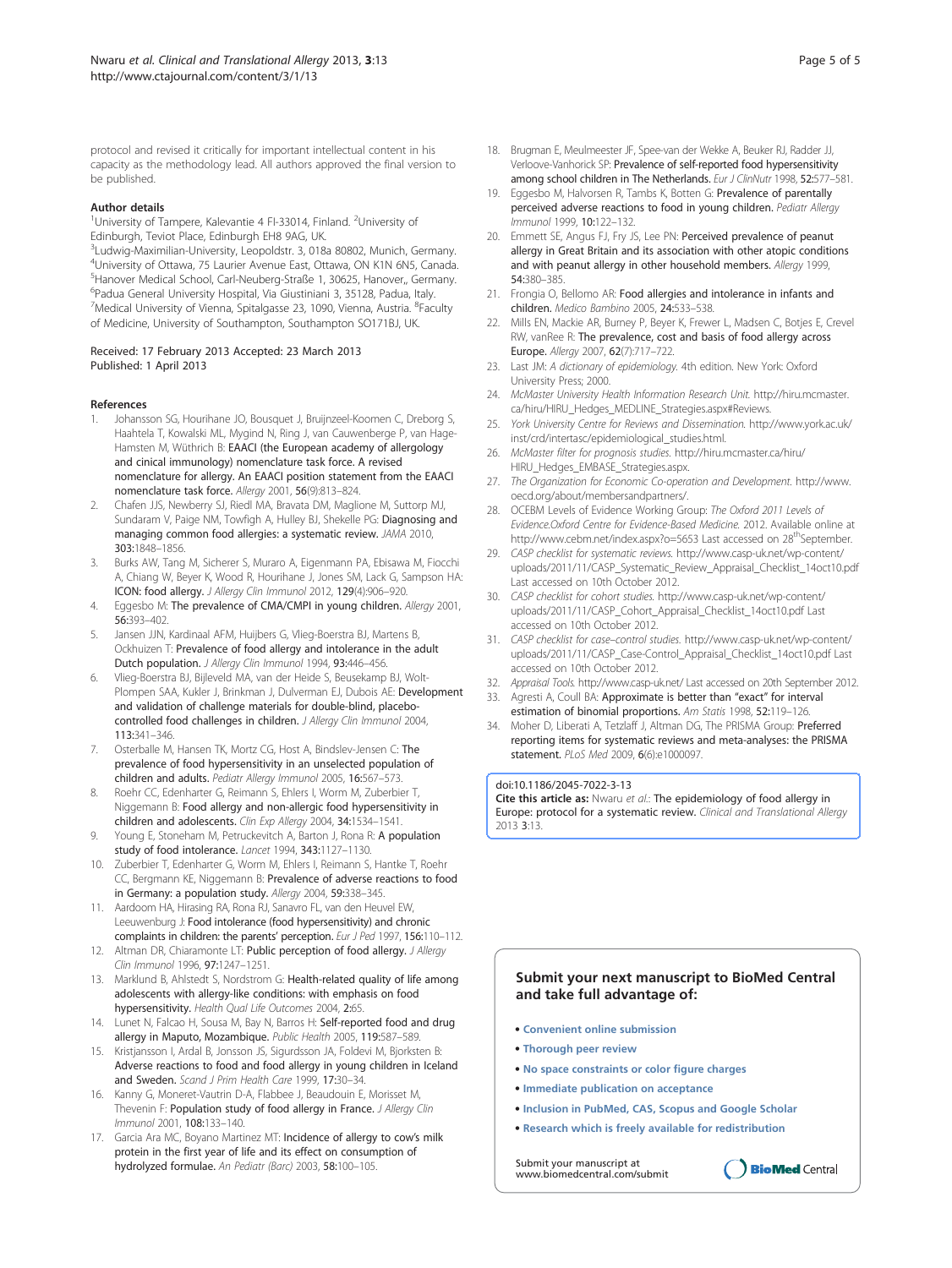protocol and revised it critically for important intellectual content in his capacity as the methodology lead. All authors approved the final version to be published.

### Author details

[1]University of Tampere, Kalevantie 4 FI-33014, Finland. [2]University of Edinburgh, Teviot Place, Edinburgh EH8 9AG, UK. [3]Ludwig-Maximilian-University, Leopoldstr. 3, 018a 80802, Munich, Germany. [4]University of Ottawa, 75 Laurier Avenue East, Ottawa, ON K1N 6N5, Canada. [5]Hanover Medical School, Carl-Neuberg-Straße 1, 30625, Hanover,, Germany. [6]Padua General University Hospital, Via Giustiniani 3, 35128, Padua, Italy. [7]Medical University of Vienna, Spitalgasse 23, 1090, Vienna, Austria. [8]Faculty of Medicine, University of Southampton, Southampton SO171BJ, UK.

Received: 17 February 2013 Accepted: 23 March 2013
Published: 1 April 2013

### References

1. Johansson SG, Hourihane JO, Bousquet J, Bruijnzeel-Koomen C, Dreborg S, Haahtela T, Kowalski ML, Mygind N, Ring J, van Cauwenberge P, van Hage-Hamsten M, Wüthrich B: **EAACI (the European academy of allergology and cinical immunology) nomenclature task force. A revised nomenclature for allergy. An EAACI position statement from the EAACI nomenclature task force.** *Allergy* 2001, **56**(9):813–824.
2. Chafen JJS, Newberry SJ, Riedl MA, Bravata DM, Maglione M, Suttorp MJ, Sundaram V, Paige NM, Towfigh A, Hulley BJ, Shekelle PG: **Diagnosing and managing common food allergies: a systematic review.** *JAMA* 2010, **303**:1848–1856.
3. Burks AW, Tang M, Sicherer S, Muraro A, Eigenmann PA, Ebisawa M, Fiocchi A, Chiang W, Beyer K, Wood R, Hourihane J, Jones SM, Lack G, Sampson HA: **ICON: food allergy.** *J Allergy Clin Immunol* 2012, **129**(4):906–920.
4. Eggesbo M: **The prevalence of CMA/CMPI in young children.** *Allergy* 2001, **56**:393–402.
5. Jansen JJN, Kardinaal AFM, Huijbers G, Vlieg-Boerstra BJ, Martens B, Ockhuizen T: **Prevalence of food allergy and intolerance in the adult Dutch population.** *J Allergy Clin Immunol* 1994, **93**:446–456.
6. Vlieg-Boerstra BJ, Bijleveld MA, van der Heide S, Beusekamp BJ, Wolt-Plompen SAA, Kukler J, Brinkman J, Dulverman EJ, Dubois AE: **Development and validation of challenge materials for double-blind, placebo-controlled food challenges in children.** *J Allergy Clin Immunol* 2004, **113**:341–346.
7. Osterballe M, Hansen TK, Mortz CG, Host A, Bindslev-Jensen C: **The prevalence of food hypersensitivity in an unselected population of children and adults.** *Pediatr Allergy Immunol* 2005, **16**:567–573.
8. Roehr CC, Edenharter G, Reimann S, Ehlers I, Worm M, Zuberbier T, Niggemann B: **Food allergy and non-allergic food hypersensitivity in children and adolescents.** *Clin Exp Allergy* 2004, **34**:1534–1541.
9. Young E, Stoneham M, Petruckevitch A, Barton J, Rona R: **A population study of food intolerance.** *Lancet* 1994, **343**:1127–1130.
10. Zuberbier T, Edenharter G, Worm M, Ehlers I, Reimann S, Hantke T, Roehr CC, Bergmann KE, Niggemann B: **Prevalence of adverse reactions to food in Germany: a population study.** *Allergy* 2004, **59**:338–345.
11. Aardoom HA, Hirasing RA, Rona RJ, Sanavro FL, van den Heuvel EW, Leeuwenburg J: **Food intolerance (food hypersensitivity) and chronic complaints in children: the parents' perception.** *Eur J Ped* 1997, **156**:110–112.
12. Altman DR, Chiaramonte LT: **Public perception of food allergy.** *J Allergy Clin Immunol* 1996, **97**:1247–1251.
13. Marklund B, Ahlstedt S, Nordstrom G: **Health-related quality of life among adolescents with allergy-like conditions: with emphasis on food hypersensitivity.** *Health Qual Life Outcomes* 2004, **2**:65.
14. Lunet N, Falcao H, Sousa M, Bay N, Barros H: **Self-reported food and drug allergy in Maputo, Mozambique.** *Public Health* 2005, **119**:587–589.
15. Kristjansson I, Ardal B, Jonsson JS, Sigurdsson JA, Foldevi M, Bjorksten B: **Adverse reactions to food and food allergy in young children in Iceland and Sweden.** *Scand J Prim Health Care* 1999, **17**:30–34.
16. Kanny G, Moneret-Vautrin D-A, Flabbee J, Beaudouin E, Morisset M, Thevenin F: **Population study of food allergy in France.** *J Allergy Clin Immunol* 2001, **108**:133–140.
17. Garcia Ara MC, Boyano Martinez MT: **Incidence of allergy to cow's milk protein in the first year of life and its effect on consumption of hydrolyzed formulae.** *An Pediatr (Barc)* 2003, **58**:100–105.
18. Brugman E, Meulmeester JF, Spee-van der Wekke A, Beuker RJ, Radder JJ, Verloove-Vanhorick SP: **Prevalence of self-reported food hypersensitivity among school children in The Netherlands.** *Eur J ClinNutr* 1998, **52**:577–581.
19. Eggesbo M, Halvorsen R, Tambs K, Botten G: **Prevalence of parentally perceived adverse reactions to food in young children.** *Pediatr Allergy Immunol* 1999, **10**:122–132.
20. Emmett SE, Angus FJ, Fry JS, Lee PN: **Perceived prevalence of peanut allergy in Great Britain and its association with other atopic conditions and with peanut allergy in other household members.** *Allergy* 1999, **54**:380–385.
21. Frongia O, Bellomo AR: **Food allergies and intolerance in infants and children.** *Medico Bambino* 2005, **24**:533–538.
22. Mills EN, Mackie AR, Burney P, Beyer K, Frewer L, Madsen C, Botjes E, Crevel RW, vanRee R: **The prevalence, cost and basis of food allergy across Europe.** *Allergy* 2007, **62**(7):717–722.
23. Last JM: *A dictionary of epidemiology.* 4th edition. New York: Oxford University Press; 2000.
24. *McMaster University Health Information Research Unit.* http://hiru.mcmaster.ca/hiru/HIRU_Hedges_MEDLINE_Strategies.aspx#Reviews.
25. *York University Centre for Reviews and Dissemination.* http://www.york.ac.uk/inst/crd/intertasc/epidemiological_studies.html.
26. *McMaster filter for prognosis studies.* http://hiru.mcmaster.ca/hiru/HIRU_Hedges_EMBASE_Strategies.aspx.
27. *The Organization for Economic Co-operation and Development.* http://www.oecd.org/about/membersandpartners/.
28. OCEBM Levels of Evidence Working Group: *The Oxford 2011 Levels of Evidence.Oxford Centre for Evidence-Based Medicine.* 2012. Available online at http://www.cebm.net/index.aspx?o=5653 Last accessed on 28th September.
29. *CASP checklist for systematic reviews.* http://www.casp-uk.net/wp-content/uploads/2011/11/CASP_Systematic_Review_Appraisal_Checklist_14oct10.pdf Last accessed on 10th October 2012.
30. *CASP checklist for cohort studies.* http://www.casp-uk.net/wp-content/uploads/2011/11/CASP_Cohort_Appraisal_Checklist_14oct10.pdf Last accessed on 10th October 2012.
31. *CASP checklist for case–control studies.* http://www.casp-uk.net/wp-content/uploads/2011/11/CASP_Case-Control_Appraisal_Checklist_14oct10.pdf Last accessed on 10th October 2012.
32. *Appraisal Tools.* http://www.casp-uk.net/ Last accessed on 20th September 2012.
33. Agresti A, Coull BA: **Approximate is better than "exact" for interval estimation of binomial proportions.** *Am Statis* 1998, **52**:119–126.
34. Moher D, Liberati A, Tetzlaff J, Altman DG, The PRISMA Group: **Preferred reporting items for systematic reviews and meta-analyses: the PRISMA statement.** *PLoS Med* 2009, **6**(6):e1000097.

doi:10.1186/2045-7022-3-13
**Cite this article as:** Nwaru *et al.*: The epidemiology of food allergy in Europe: protocol for a systematic review. *Clinical and Translational Allergy* 2013 **3**:13.

**Submit your next manuscript to BioMed Central and take full advantage of:**

- Convenient online submission
- Thorough peer review
- No space constraints or color figure charges
- Immediate publication on acceptance
- Inclusion in PubMed, CAS, Scopus and Google Scholar
- Research which is freely available for redistribution

Submit your manuscript at
www.biomedcentral.com/submit

BioMed Central